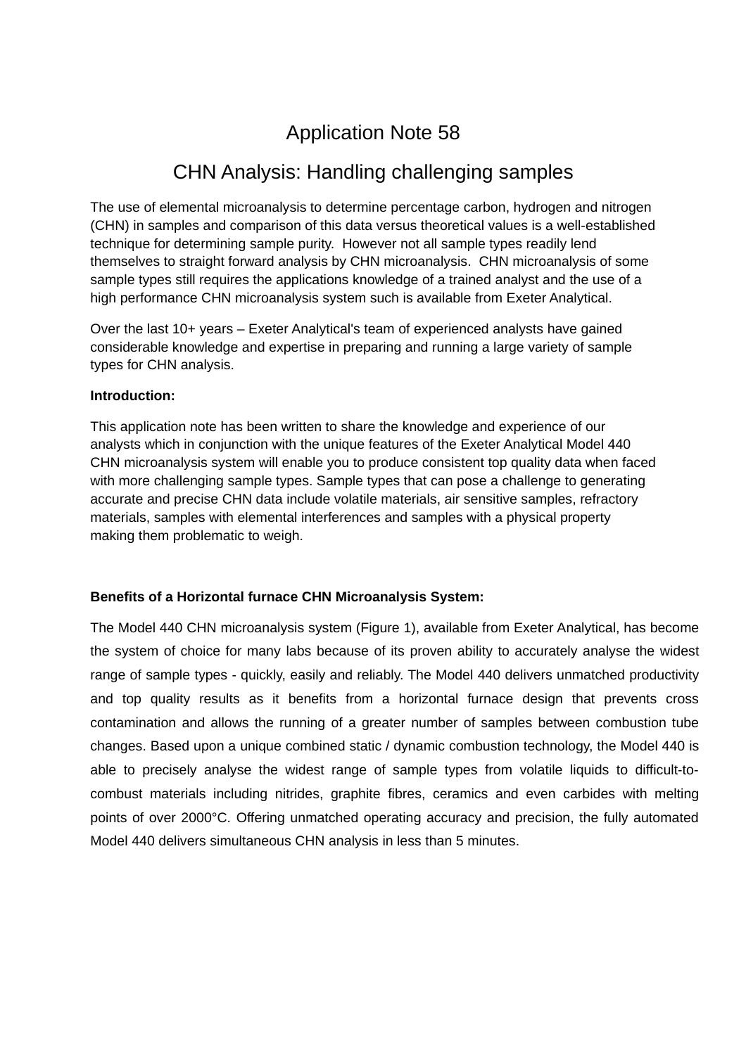# Application Note 58

## CHN Analysis: Handling challenging samples

The use of elemental microanalysis to determine percentage carbon, hydrogen and nitrogen (CHN) in samples and comparison of this data versus theoretical values is a well-established technique for determining sample purity. However not all sample types readily lend themselves to straight forward analysis by CHN microanalysis. CHN microanalysis of some sample types still requires the applications knowledge of a trained analyst and the use of a high performance CHN microanalysis system such is available from Exeter Analytical.

Over the last 10+ years – Exeter Analytical's team of experienced analysts have gained considerable knowledge and expertise in preparing and running a large variety of sample types for CHN analysis.

**Introduction:**

This application note has been written to share the knowledge and experience of our analysts which in conjunction with the unique features of the Exeter Analytical Model 440 CHN microanalysis system will enable you to produce consistent top quality data when faced with more challenging sample types. Sample types that can pose a challenge to generating accurate and precise CHN data include volatile materials, air sensitive samples, refractory materials, samples with elemental interferences and samples with a physical property making them problematic to weigh.

**Benefits of a Horizontal furnace CHN Microanalysis System:**

The Model 440 CHN microanalysis system (Figure 1), available from Exeter Analytical, has become the system of choice for many labs because of its proven ability to accurately analyse the widest range of sample types - quickly, easily and reliably. The Model 440 delivers unmatched productivity and top quality results as it benefits from a horizontal furnace design that prevents cross contamination and allows the running of a greater number of samples between combustion tube changes. Based upon a unique combined static / dynamic combustion technology, the Model 440 is able to precisely analyse the widest range of sample types from volatile liquids to difficult-to-combust materials including nitrides, graphite fibres, ceramics and even carbides with melting points of over 2000°C. Offering unmatched operating accuracy and precision, the fully automated Model 440 delivers simultaneous CHN analysis in less than 5 minutes.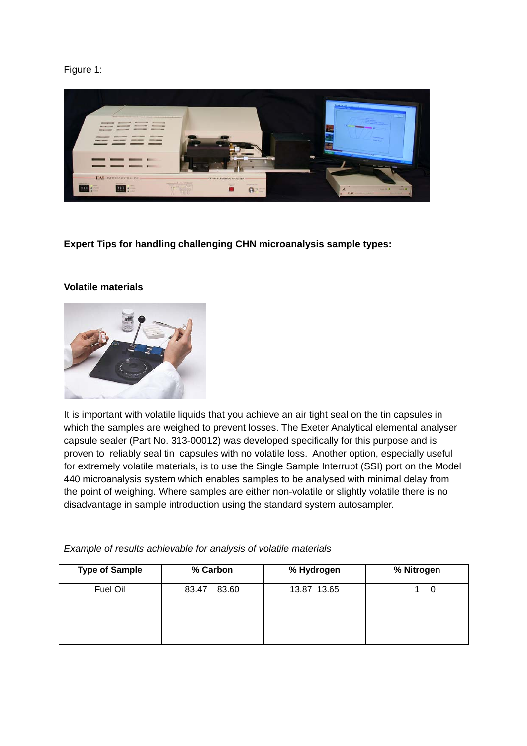Figure 1:

**Expert Tips for handling challenging CHN microanalysis sample types:**

**Volatile materials**

It is important with volatile liquids that you achieve an air tight seal on the tin capsules in which the samples are weighed to prevent losses. The Exeter Analytical elemental analyser capsule sealer (Part No. 313-00012) was developed specifically for this purpose and is proven to reliably seal tin capsules with no volatile loss. Another option, especially useful for extremely volatile materials, is to use the Single Sample Interrupt (SSI) port on the Model 440 microanalysis system which enables samples to be analysed with minimal delay from the point of weighing. Where samples are either non-volatile or slightly volatile there is no disadvantage in sample introduction using the standard system autosampler.

*Example of results achievable for analysis of volatile materials*

| Type of Sample | % Carbon | % Hydrogen | % Nitrogen |
|---|---|---|---|
| Fuel Oil | 83.47 83.60 | 13.87 13.65 | 1 0 |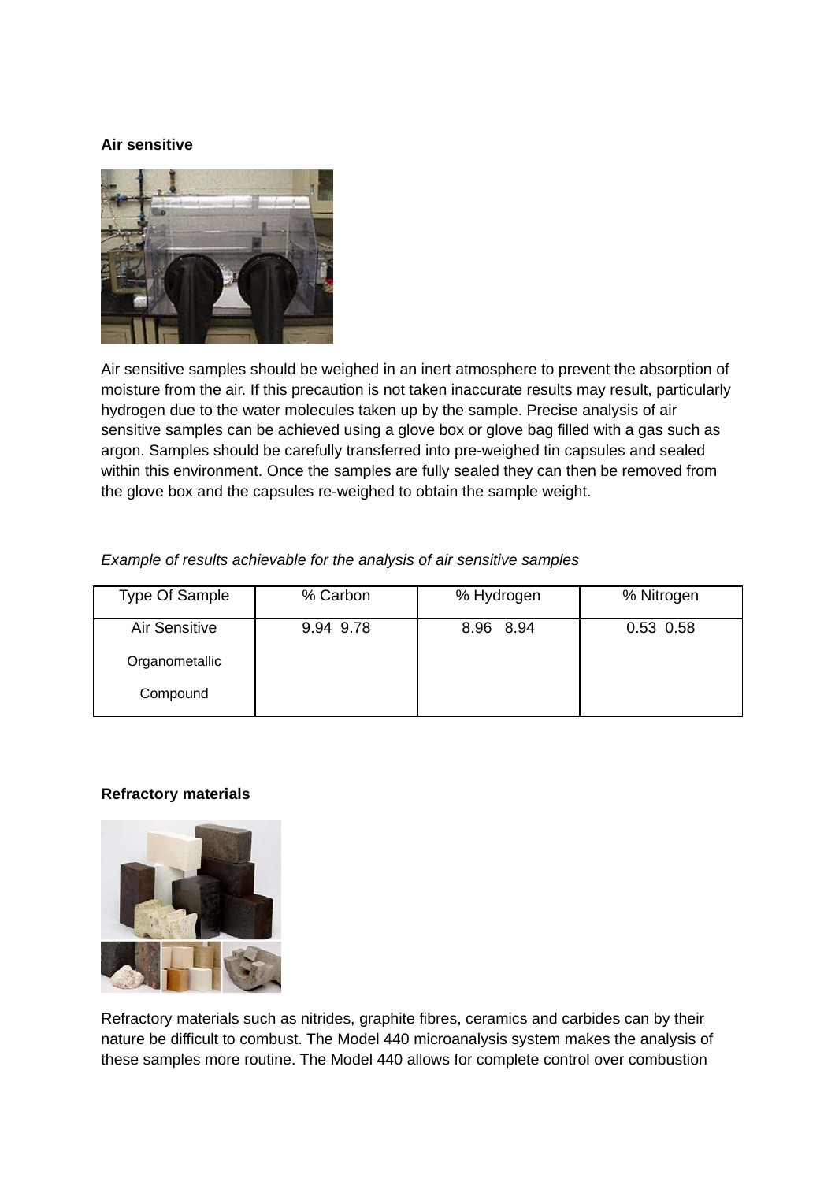**Air sensitive**

Air sensitive samples should be weighed in an inert atmosphere to prevent the absorption of moisture from the air. If this precaution is not taken inaccurate results may result, particularly hydrogen due to the water molecules taken up by the sample. Precise analysis of air sensitive samples can be achieved using a glove box or glove bag filled with a gas such as argon. Samples should be carefully transferred into pre-weighed tin capsules and sealed within this environment. Once the samples are fully sealed they can then be removed from the glove box and the capsules re-weighed to obtain the sample weight.

*Example of results achievable for the analysis of air sensitive samples*

| Type Of Sample | % Carbon | % Hydrogen | % Nitrogen |
|---|---|---|---|
| Air Sensitive Organometallic Compound | 9.94 9.78 | 8.96 8.94 | 0.53 0.58 |

**Refractory materials**

Refractory materials such as nitrides, graphite fibres, ceramics and carbides can by their nature be difficult to combust. The Model 440 microanalysis system makes the analysis of these samples more routine. The Model 440 allows for complete control over combustion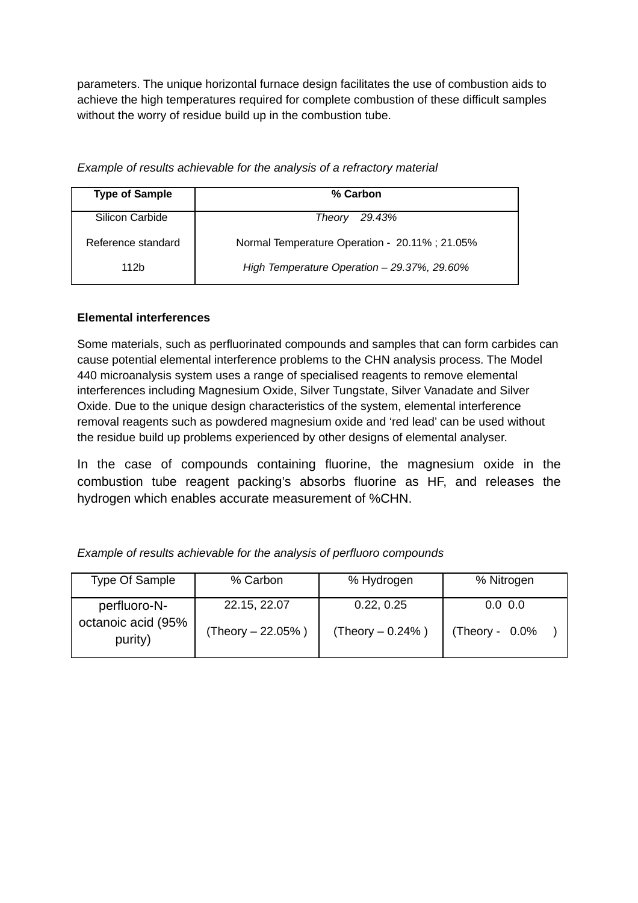parameters. The unique horizontal furnace design facilitates the use of combustion aids to achieve the high temperatures required for complete combustion of these difficult samples without the worry of residue build up in the combustion tube.

*Example of results achievable for the analysis of a refractory material*

| Type of Sample | % Carbon |
|---|---|
| Silicon Carbide<br>Reference standard<br>112b | *Theory 29.43%*<br>Normal Temperature Operation - 20.11% ; 21.05%<br>*High Temperature Operation – 29.37%, 29.60%* |

**Elemental interferences**

Some materials, such as perfluorinated compounds and samples that can form carbides can cause potential elemental interference problems to the CHN analysis process. The Model 440 microanalysis system uses a range of specialised reagents to remove elemental interferences including Magnesium Oxide, Silver Tungstate, Silver Vanadate and Silver Oxide. Due to the unique design characteristics of the system, elemental interference removal reagents such as powdered magnesium oxide and 'red lead' can be used without the residue build up problems experienced by other designs of elemental analyser.

In the case of compounds containing fluorine, the magnesium oxide in the combustion tube reagent packing's absorbs fluorine as HF, and releases the hydrogen which enables accurate measurement of %CHN.

*Example of results achievable for the analysis of perfluoro compounds*

| Type Of Sample | % Carbon | % Hydrogen | % Nitrogen |
|---|---|---|---|
| perfluoro-N-octanoic acid (95% purity) | 22.15, 22.07<br>(Theory – 22.05% ) | 0.22, 0.25<br>(Theory – 0.24% ) | 0.0 0.0<br>(Theory - 0.0% ) |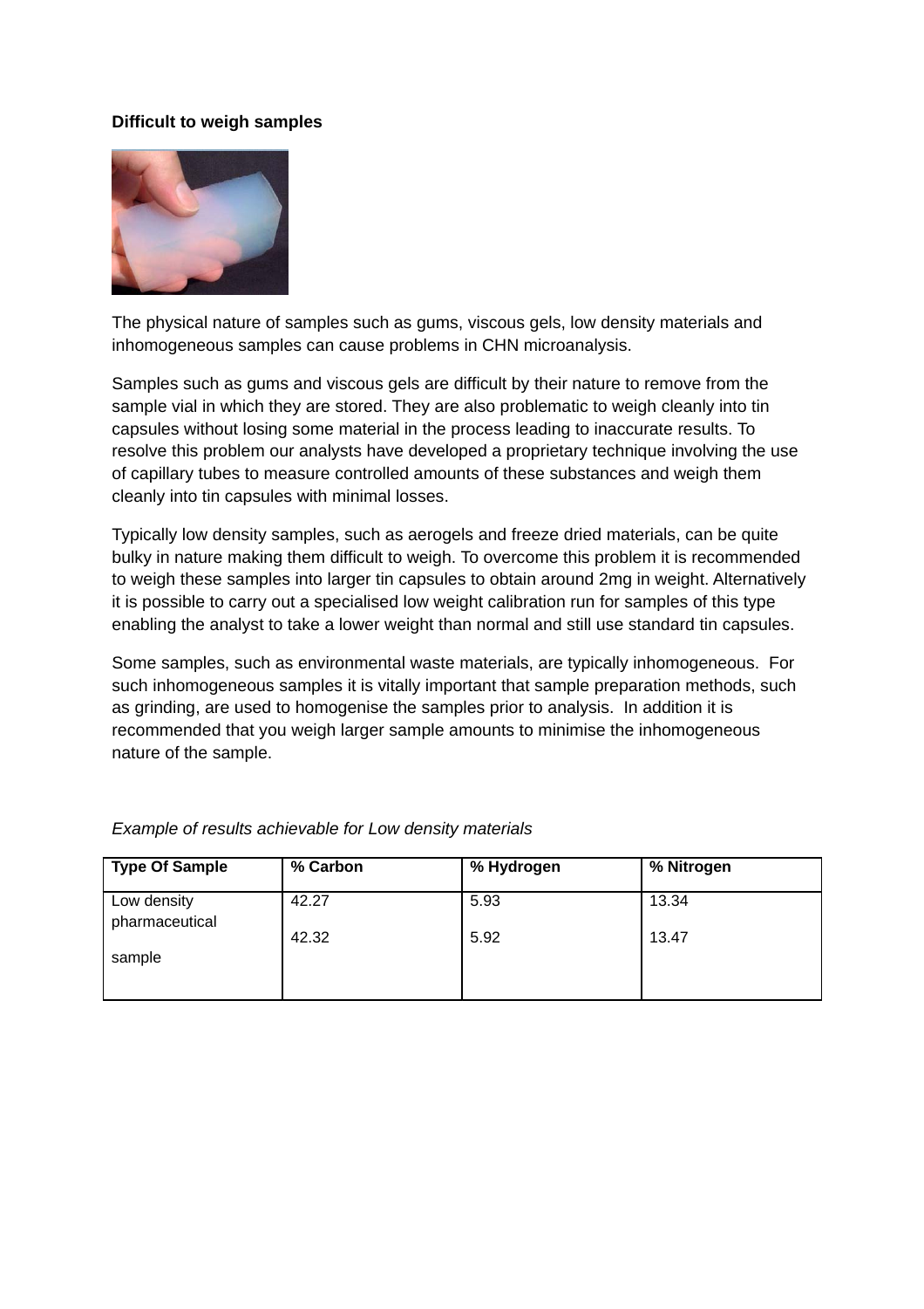**Difficult to weigh samples**

The physical nature of samples such as gums, viscous gels, low density materials and inhomogeneous samples can cause problems in CHN microanalysis.

Samples such as gums and viscous gels are difficult by their nature to remove from the sample vial in which they are stored. They are also problematic to weigh cleanly into tin capsules without losing some material in the process leading to inaccurate results. To resolve this problem our analysts have developed a proprietary technique involving the use of capillary tubes to measure controlled amounts of these substances and weigh them cleanly into tin capsules with minimal losses.

Typically low density samples, such as aerogels and freeze dried materials, can be quite bulky in nature making them difficult to weigh. To overcome this problem it is recommended to weigh these samples into larger tin capsules to obtain around 2mg in weight. Alternatively it is possible to carry out a specialised low weight calibration run for samples of this type enabling the analyst to take a lower weight than normal and still use standard tin capsules.

Some samples, such as environmental waste materials, are typically inhomogeneous. For such inhomogeneous samples it is vitally important that sample preparation methods, such as grinding, are used to homogenise the samples prior to analysis. In addition it is recommended that you weigh larger sample amounts to minimise the inhomogeneous nature of the sample.

*Example of results achievable for Low density materials*

| Type Of Sample | % Carbon | % Hydrogen | % Nitrogen |
|---|---|---|---|
| Low density pharmaceutical sample | 42.27<br>42.32 | 5.93<br>5.92 | 13.34<br>13.47 |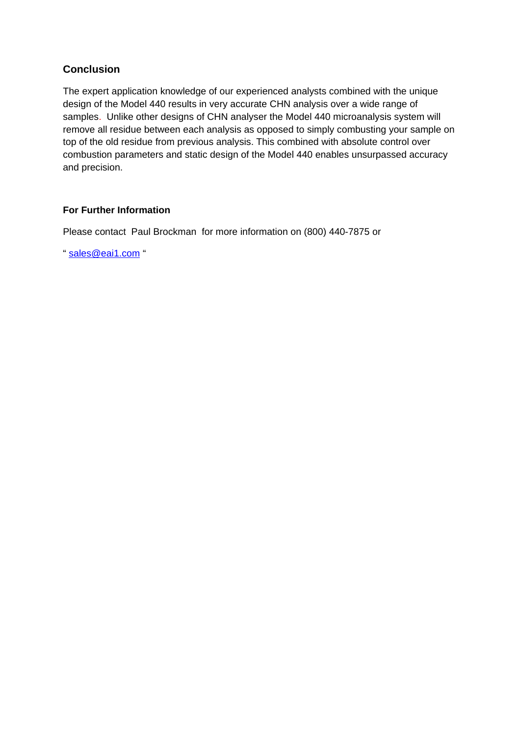## Conclusion

The expert application knowledge of our experienced analysts combined with the unique design of the Model 440 results in very accurate CHN analysis over a wide range of samples. Unlike other designs of CHN analyser the Model 440 microanalysis system will remove all residue between each analysis as opposed to simply combusting your sample on top of the old residue from previous analysis. This combined with absolute control over combustion parameters and static design of the Model 440 enables unsurpassed accuracy and precision.

**For Further Information**

Please contact Paul Brockman for more information on (800) 440-7875 or

" sales@eai1.com "